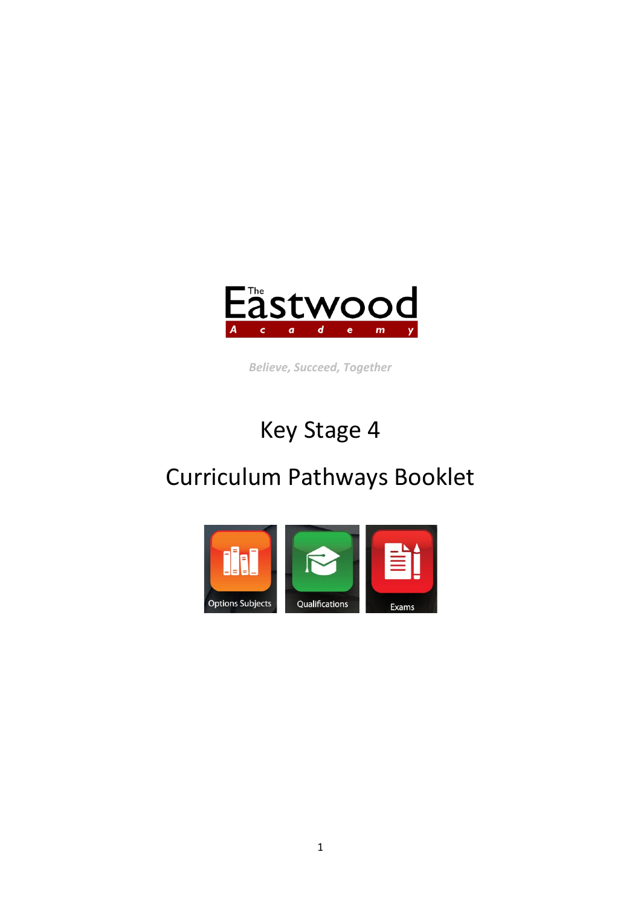The Eastwood Academy

*Believe, Succeed, Together*

# Key Stage 4

# Curriculum Pathways Booklet

Options Subjects

Qualifications

Exams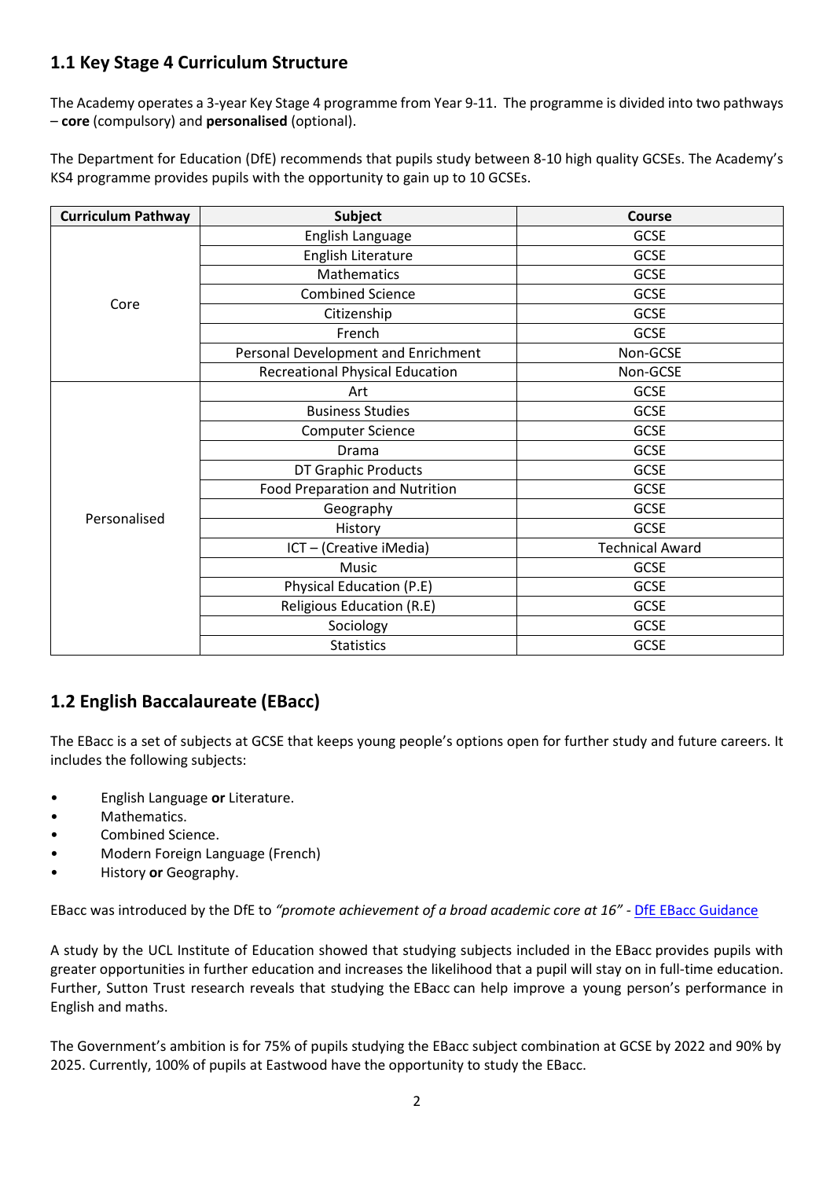## 1.1 Key Stage 4 Curriculum Structure

The Academy operates a 3-year Key Stage 4 programme from Year 9-11. The programme is divided into two pathways – **core** (compulsory) and **personalised** (optional).

The Department for Education (DfE) recommends that pupils study between 8-10 high quality GCSEs. The Academy's KS4 programme provides pupils with the opportunity to gain up to 10 GCSEs.

| Curriculum Pathway | Subject | Course |
|---|---|---|
| Core | English Language | GCSE |
| | English Literature | GCSE |
| | Mathematics | GCSE |
| | Combined Science | GCSE |
| | Citizenship | GCSE |
| | French | GCSE |
| | Personal Development and Enrichment | Non-GCSE |
| | Recreational Physical Education | Non-GCSE |
| Personalised | Art | GCSE |
| | Business Studies | GCSE |
| | Computer Science | GCSE |
| | Drama | GCSE |
| | DT Graphic Products | GCSE |
| | Food Preparation and Nutrition | GCSE |
| | Geography | GCSE |
| | History | GCSE |
| | ICT – (Creative iMedia) | Technical Award |
| | Music | GCSE |
| | Physical Education (P.E) | GCSE |
| | Religious Education (R.E) | GCSE |
| | Sociology | GCSE |
| | Statistics | GCSE |

## 1.2 English Baccalaureate (EBacc)

The EBacc is a set of subjects at GCSE that keeps young people's options open for further study and future careers. It includes the following subjects:

- English Language **or** Literature.
- Mathematics.
- Combined Science.
- Modern Foreign Language (French)
- History **or** Geography.

EBacc was introduced by the DfE to *"promote achievement of a broad academic core at 16"* - DfE EBacc Guidance

A study by the UCL Institute of Education showed that studying subjects included in the EBacc provides pupils with greater opportunities in further education and increases the likelihood that a pupil will stay on in full-time education. Further, Sutton Trust research reveals that studying the EBacc can help improve a young person's performance in English and maths.

The Government's ambition is for 75% of pupils studying the EBacc subject combination at GCSE by 2022 and 90% by 2025. Currently, 100% of pupils at Eastwood have the opportunity to study the EBacc.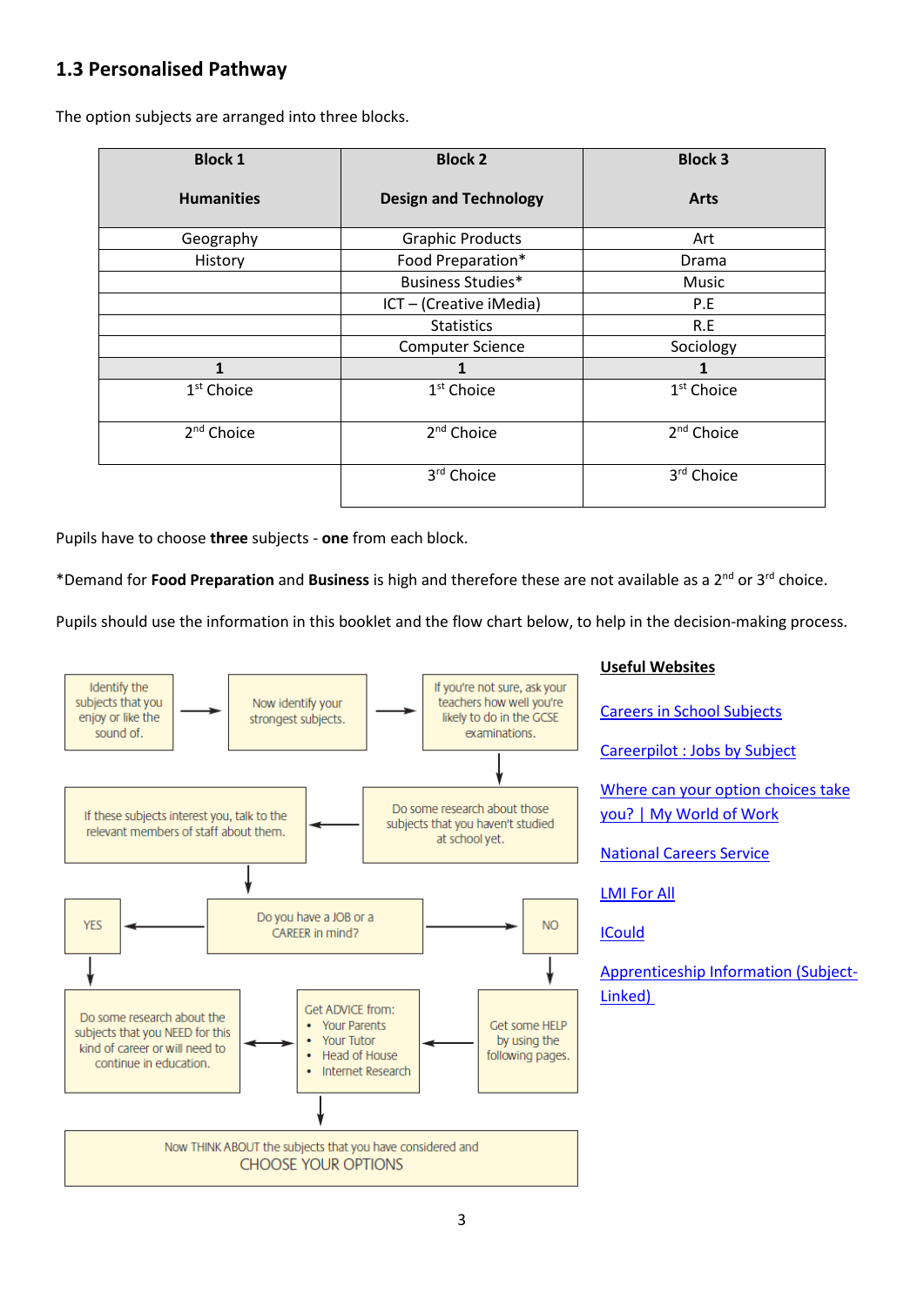## 1.3 Personalised Pathway

The option subjects are arranged into three blocks.

| Block 1<br><br>Humanities | Block 2<br><br>Design and Technology | Block 3<br><br>Arts |
|---|---|---|
| Geography | Graphic Products | Art |
| History | Food Preparation* | Drama |
| | Business Studies* | Music |
| | ICT – (Creative iMedia) | P.E |
| | Statistics | R.E |
| | Computer Science | Sociology |
| **1** | **1** | **1** |
| 1st Choice | 1st Choice | 1st Choice |
| 2nd Choice | 2nd Choice | 2nd Choice |
| | 3rd Choice | 3rd Choice |

Pupils have to choose **three** subjects - **one** from each block.

*Demand for **Food Preparation** and **Business** is high and therefore these are not available as a 2nd or 3rd choice.

Pupils should use the information in this booklet and the flow chart below, to help in the decision-making process.

Identify the subjects that you enjoy or like the sound of.

Now identify your strongest subjects.

If you're not sure, ask your teachers how well you're likely to do in the GCSE examinations.

Do some research about those subjects that you haven't studied at school yet.

If these subjects interest you, talk to the relevant members of staff about them.

Do you have a JOB or a CAREER in mind?

YES

NO

Do some research about the subjects that you NEED for this kind of career or will need to continue in education.

Get ADVICE from:
- Your Parents
- Your Tutor
- Head of House
- Internet Research

Get some HELP by using the following pages.

Now THINK ABOUT the subjects that you have considered and CHOOSE YOUR OPTIONS

**Useful Websites**

Careers in School Subjects

Careerpilot : Jobs by Subject

Where can your option choices take you? | My World of Work

National Careers Service

LMI For All

ICould

Apprenticeship Information (Subject-Linked)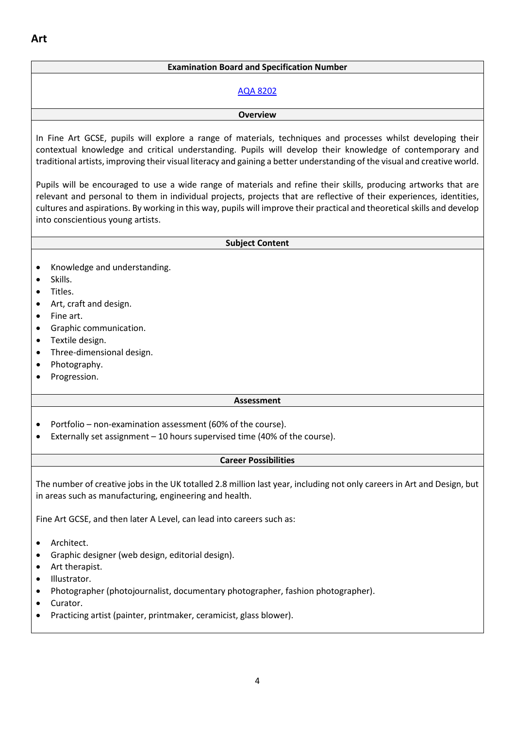## Art

### Examination Board and Specification Number

[AQA 8202](AQA 8202)

### Overview

In Fine Art GCSE, pupils will explore a range of materials, techniques and processes whilst developing their contextual knowledge and critical understanding. Pupils will develop their knowledge of contemporary and traditional artists, improving their visual literacy and gaining a better understanding of the visual and creative world.

Pupils will be encouraged to use a wide range of materials and refine their skills, producing artworks that are relevant and personal to them in individual projects, projects that are reflective of their experiences, identities, cultures and aspirations. By working in this way, pupils will improve their practical and theoretical skills and develop into conscientious young artists.

### Subject Content

- Knowledge and understanding.
- Skills.
- Titles.
- Art, craft and design.
- Fine art.
- Graphic communication.
- Textile design.
- Three-dimensional design.
- Photography.
- Progression.

### Assessment

- Portfolio – non-examination assessment (60% of the course).
- Externally set assignment – 10 hours supervised time (40% of the course).

### Career Possibilities

The number of creative jobs in the UK totalled 2.8 million last year, including not only careers in Art and Design, but in areas such as manufacturing, engineering and health.

Fine Art GCSE, and then later A Level, can lead into careers such as:

- Architect.
- Graphic designer (web design, editorial design).
- Art therapist.
- Illustrator.
- Photographer (photojournalist, documentary photographer, fashion photographer).
- Curator.
- Practicing artist (painter, printmaker, ceramicist, glass blower).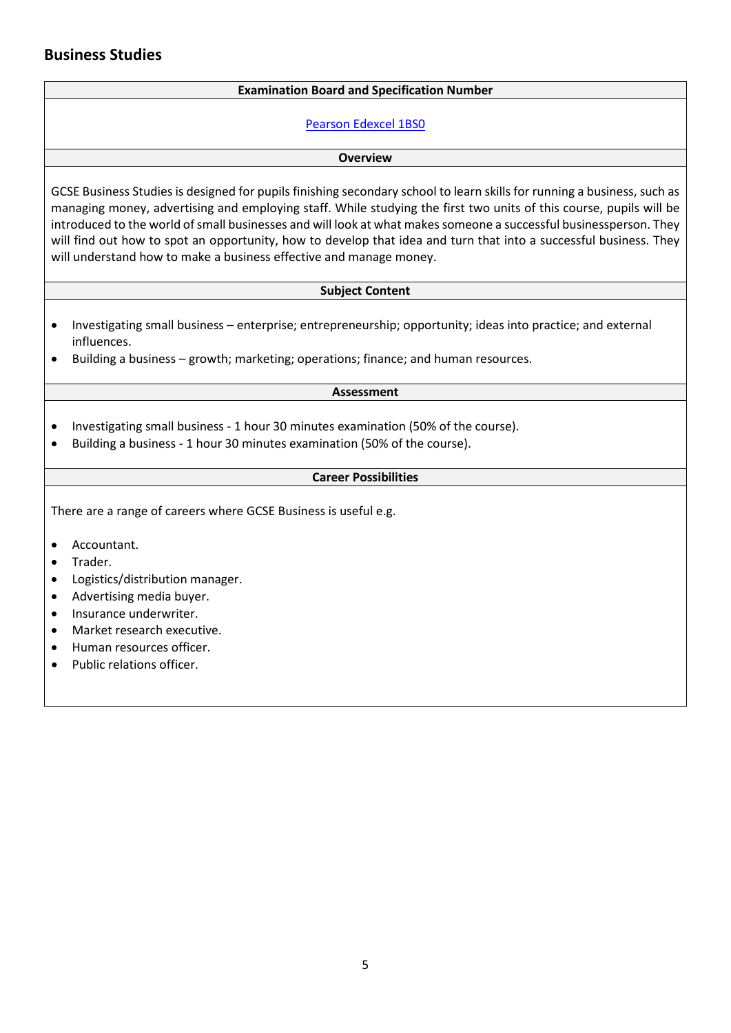## Business Studies

### Examination Board and Specification Number

[Pearson Edexcel 1BS0]

### Overview

GCSE Business Studies is designed for pupils finishing secondary school to learn skills for running a business, such as managing money, advertising and employing staff. While studying the first two units of this course, pupils will be introduced to the world of small businesses and will look at what makes someone a successful businessperson. They will find out how to spot an opportunity, how to develop that idea and turn that into a successful business. They will understand how to make a business effective and manage money.

### Subject Content

- Investigating small business – enterprise; entrepreneurship; opportunity; ideas into practice; and external influences.
- Building a business – growth; marketing; operations; finance; and human resources.

### Assessment

- Investigating small business - 1 hour 30 minutes examination (50% of the course).
- Building a business - 1 hour 30 minutes examination (50% of the course).

### Career Possibilities

There are a range of careers where GCSE Business is useful e.g.

- Accountant.
- Trader.
- Logistics/distribution manager.
- Advertising media buyer.
- Insurance underwriter.
- Market research executive.
- Human resources officer.
- Public relations officer.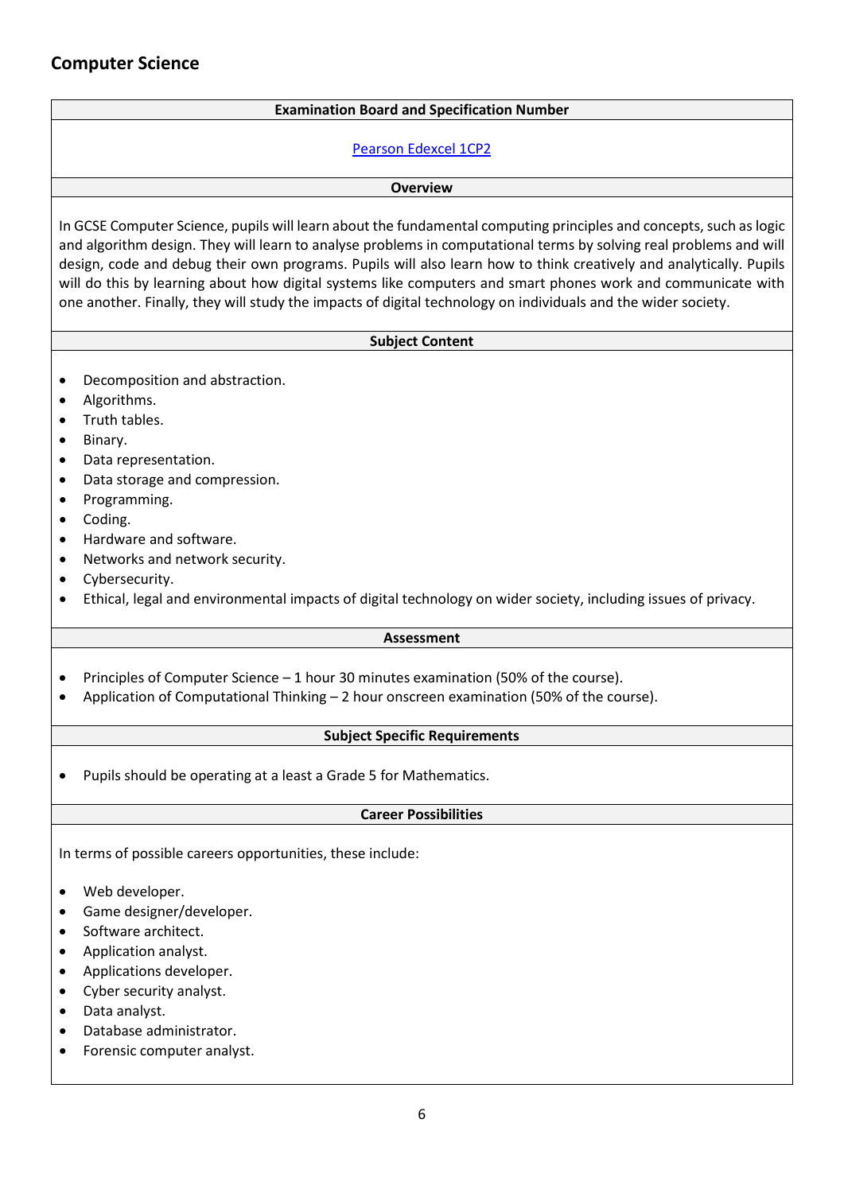## Computer Science

**Examination Board and Specification Number**

[Pearson Edexcel 1CP2]

**Overview**

In GCSE Computer Science, pupils will learn about the fundamental computing principles and concepts, such as logic and algorithm design. They will learn to analyse problems in computational terms by solving real problems and will design, code and debug their own programs. Pupils will also learn how to think creatively and analytically. Pupils will do this by learning about how digital systems like computers and smart phones work and communicate with one another. Finally, they will study the impacts of digital technology on individuals and the wider society.

**Subject Content**

- Decomposition and abstraction.
- Algorithms.
- Truth tables.
- Binary.
- Data representation.
- Data storage and compression.
- Programming.
- Coding.
- Hardware and software.
- Networks and network security.
- Cybersecurity.
- Ethical, legal and environmental impacts of digital technology on wider society, including issues of privacy.

**Assessment**

- Principles of Computer Science – 1 hour 30 minutes examination (50% of the course).
- Application of Computational Thinking – 2 hour onscreen examination (50% of the course).

**Subject Specific Requirements**

- Pupils should be operating at a least a Grade 5 for Mathematics.

**Career Possibilities**

In terms of possible careers opportunities, these include:

- Web developer.
- Game designer/developer.
- Software architect.
- Application analyst.
- Applications developer.
- Cyber security analyst.
- Data analyst.
- Database administrator.
- Forensic computer analyst.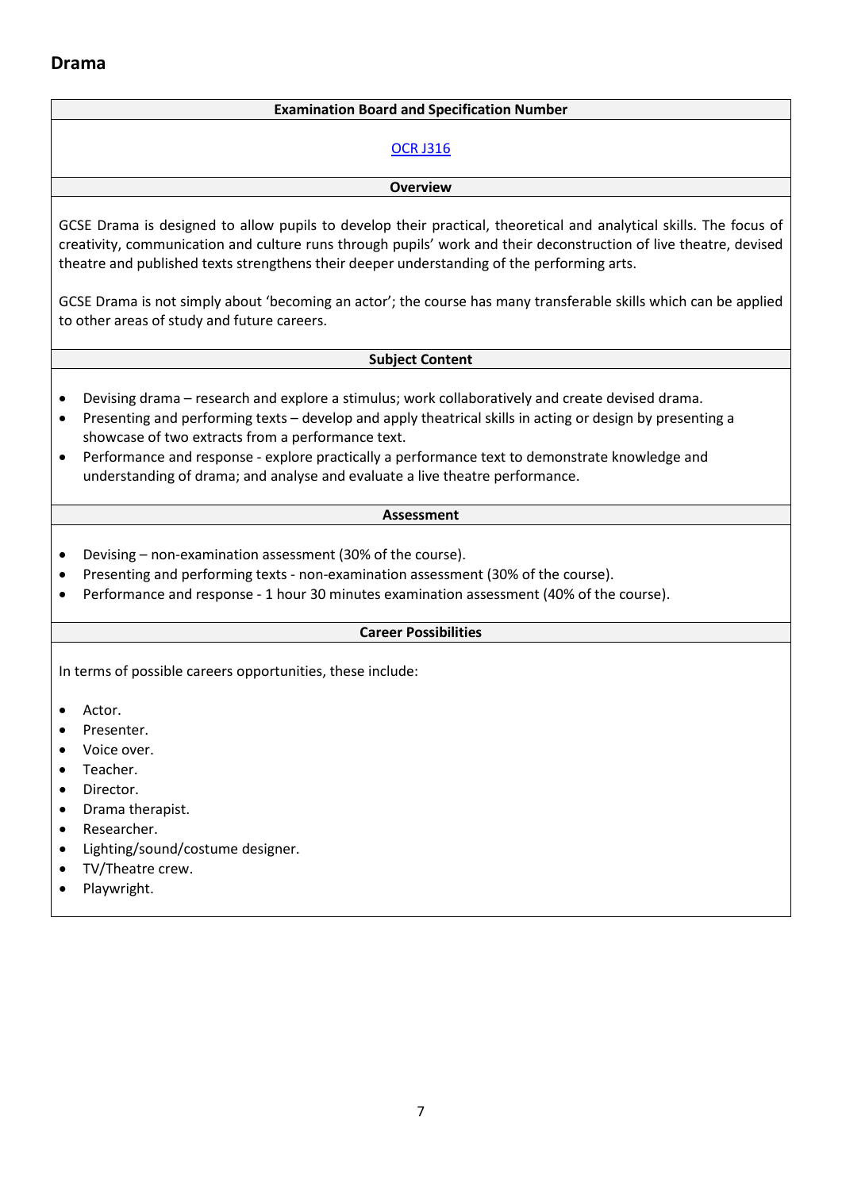## Drama

### Examination Board and Specification Number

[OCR J316]

### Overview

GCSE Drama is designed to allow pupils to develop their practical, theoretical and analytical skills. The focus of creativity, communication and culture runs through pupils' work and their deconstruction of live theatre, devised theatre and published texts strengthens their deeper understanding of the performing arts.

GCSE Drama is not simply about 'becoming an actor'; the course has many transferable skills which can be applied to other areas of study and future careers.

### Subject Content

- Devising drama – research and explore a stimulus; work collaboratively and create devised drama.
- Presenting and performing texts – develop and apply theatrical skills in acting or design by presenting a showcase of two extracts from a performance text.
- Performance and response - explore practically a performance text to demonstrate knowledge and understanding of drama; and analyse and evaluate a live theatre performance.

### Assessment

- Devising – non-examination assessment (30% of the course).
- Presenting and performing texts - non-examination assessment (30% of the course).
- Performance and response - 1 hour 30 minutes examination assessment (40% of the course).

### Career Possibilities

In terms of possible careers opportunities, these include:

- Actor.
- Presenter.
- Voice over.
- Teacher.
- Director.
- Drama therapist.
- Researcher.
- Lighting/sound/costume designer.
- TV/Theatre crew.
- Playwright.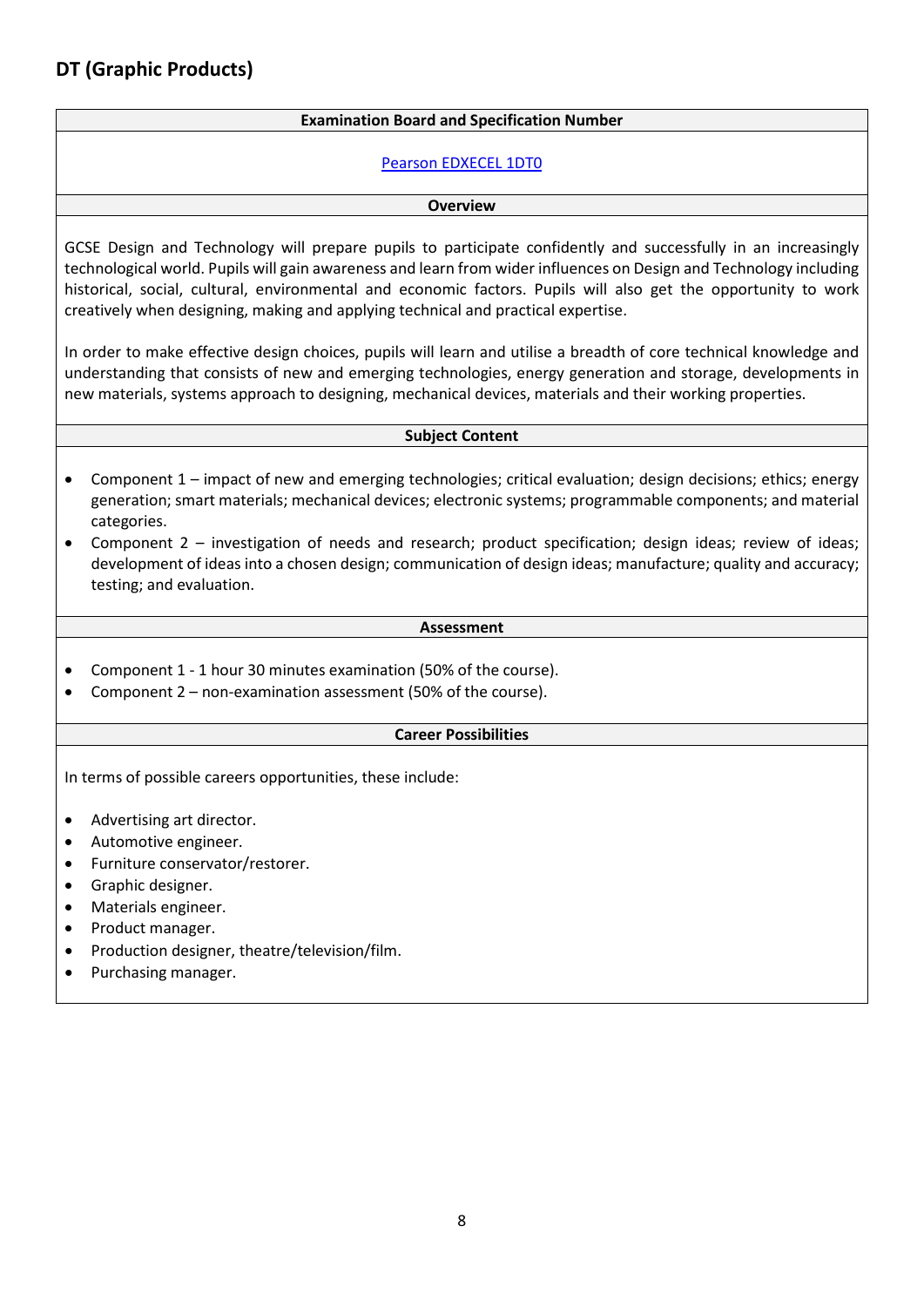## DT (Graphic Products)

**Examination Board and Specification Number**

[Pearson EDXECEL 1DT0]

**Overview**

GCSE Design and Technology will prepare pupils to participate confidently and successfully in an increasingly technological world. Pupils will gain awareness and learn from wider influences on Design and Technology including historical, social, cultural, environmental and economic factors. Pupils will also get the opportunity to work creatively when designing, making and applying technical and practical expertise.

In order to make effective design choices, pupils will learn and utilise a breadth of core technical knowledge and understanding that consists of new and emerging technologies, energy generation and storage, developments in new materials, systems approach to designing, mechanical devices, materials and their working properties.

**Subject Content**

- Component 1 – impact of new and emerging technologies; critical evaluation; design decisions; ethics; energy generation; smart materials; mechanical devices; electronic systems; programmable components; and material categories.
- Component 2 – investigation of needs and research; product specification; design ideas; review of ideas; development of ideas into a chosen design; communication of design ideas; manufacture; quality and accuracy; testing; and evaluation.

**Assessment**

- Component 1 - 1 hour 30 minutes examination (50% of the course).
- Component 2 – non-examination assessment (50% of the course).

**Career Possibilities**

In terms of possible careers opportunities, these include:

- Advertising art director.
- Automotive engineer.
- Furniture conservator/restorer.
- Graphic designer.
- Materials engineer.
- Product manager.
- Production designer, theatre/television/film.
- Purchasing manager.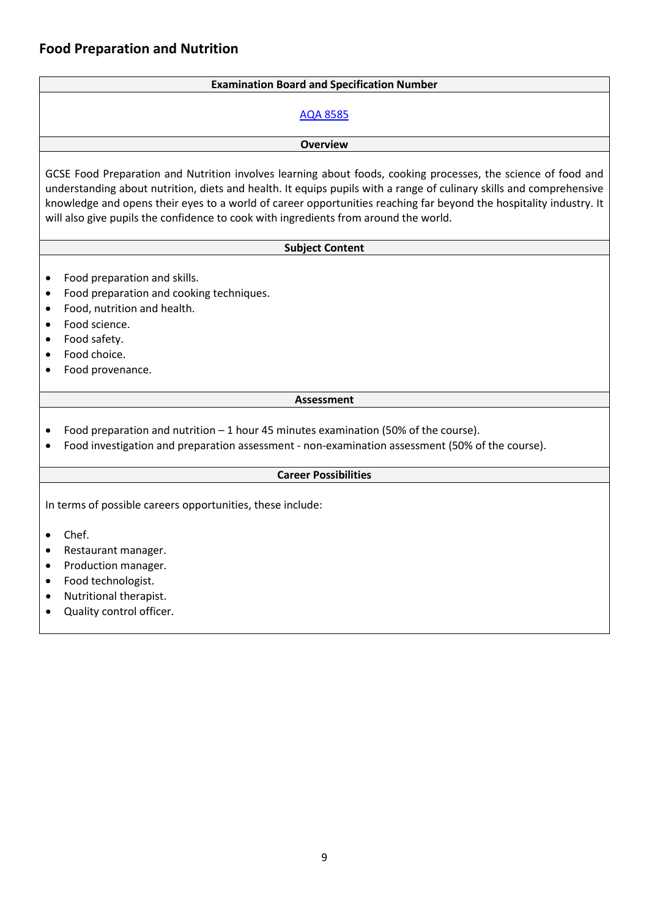## Food Preparation and Nutrition

**Examination Board and Specification Number**

[AQA 8585]

**Overview**

GCSE Food Preparation and Nutrition involves learning about foods, cooking processes, the science of food and understanding about nutrition, diets and health. It equips pupils with a range of culinary skills and comprehensive knowledge and opens their eyes to a world of career opportunities reaching far beyond the hospitality industry. It will also give pupils the confidence to cook with ingredients from around the world.

**Subject Content**

- Food preparation and skills.
- Food preparation and cooking techniques.
- Food, nutrition and health.
- Food science.
- Food safety.
- Food choice.
- Food provenance.

**Assessment**

- Food preparation and nutrition – 1 hour 45 minutes examination (50% of the course).
- Food investigation and preparation assessment - non-examination assessment (50% of the course).

**Career Possibilities**

In terms of possible careers opportunities, these include:

- Chef.
- Restaurant manager.
- Production manager.
- Food technologist.
- Nutritional therapist.
- Quality control officer.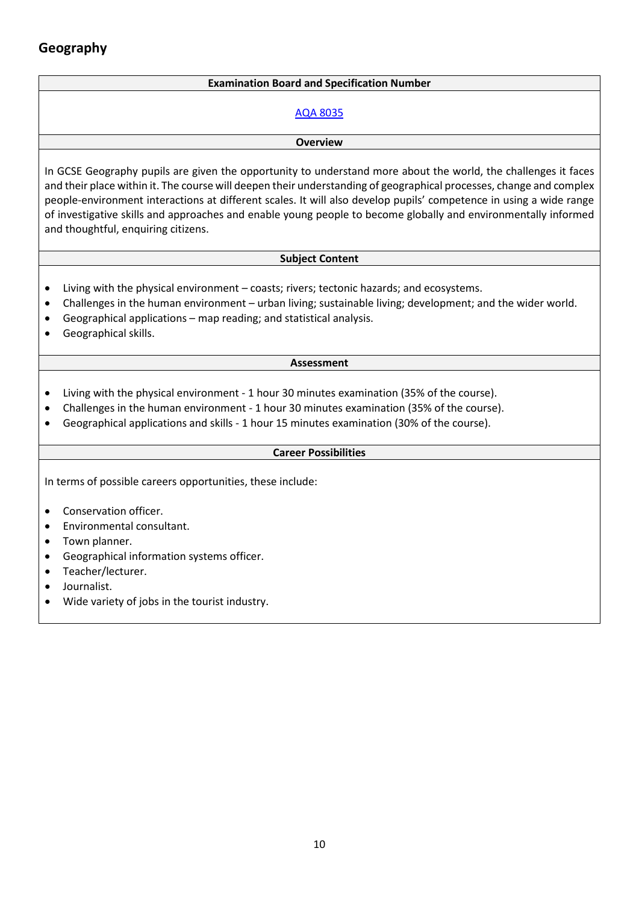## Geography

### Examination Board and Specification Number

AQA 8035

### Overview

In GCSE Geography pupils are given the opportunity to understand more about the world, the challenges it faces and their place within it. The course will deepen their understanding of geographical processes, change and complex people-environment interactions at different scales. It will also develop pupils' competence in using a wide range of investigative skills and approaches and enable young people to become globally and environmentally informed and thoughtful, enquiring citizens.

### Subject Content

- Living with the physical environment – coasts; rivers; tectonic hazards; and ecosystems.
- Challenges in the human environment – urban living; sustainable living; development; and the wider world.
- Geographical applications – map reading; and statistical analysis.
- Geographical skills.

### Assessment

- Living with the physical environment - 1 hour 30 minutes examination (35% of the course).
- Challenges in the human environment - 1 hour 30 minutes examination (35% of the course).
- Geographical applications and skills - 1 hour 15 minutes examination (30% of the course).

### Career Possibilities

In terms of possible careers opportunities, these include:

- Conservation officer.
- Environmental consultant.
- Town planner.
- Geographical information systems officer.
- Teacher/lecturer.
- Journalist.
- Wide variety of jobs in the tourist industry.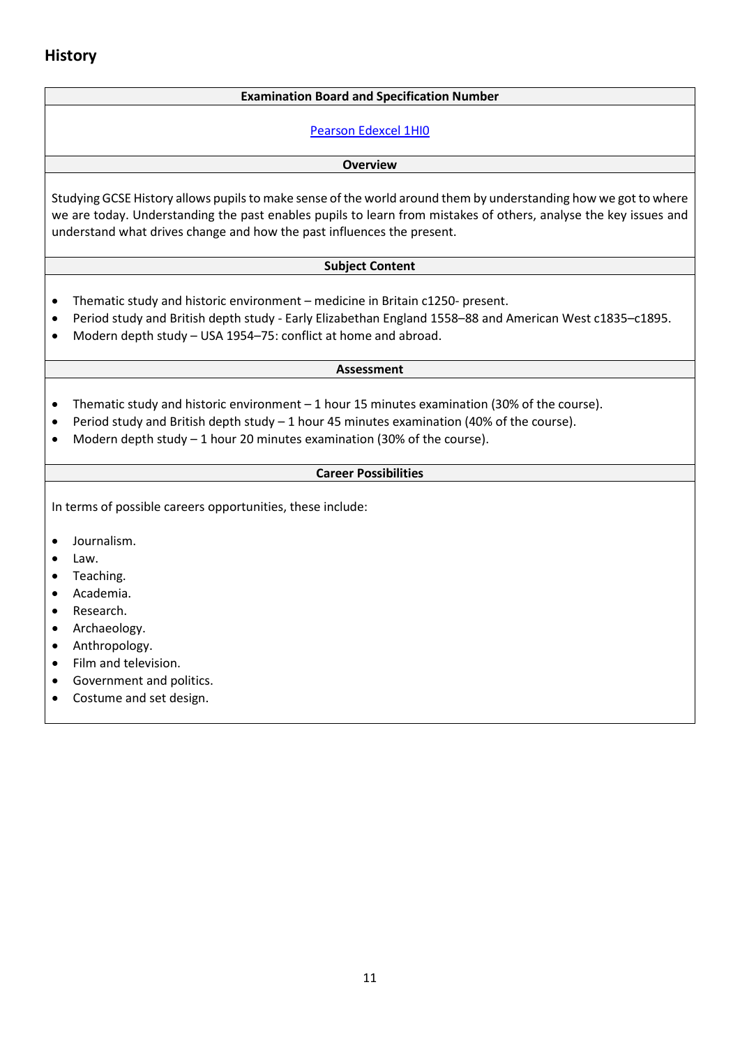## History

**Examination Board and Specification Number**

[Pearson Edexcel 1HI0]

**Overview**

Studying GCSE History allows pupils to make sense of the world around them by understanding how we got to where we are today. Understanding the past enables pupils to learn from mistakes of others, analyse the key issues and understand what drives change and how the past influences the present.

**Subject Content**

- Thematic study and historic environment – medicine in Britain c1250- present.
- Period study and British depth study - Early Elizabethan England 1558–88 and American West c1835–c1895.
- Modern depth study – USA 1954–75: conflict at home and abroad.

**Assessment**

- Thematic study and historic environment – 1 hour 15 minutes examination (30% of the course).
- Period study and British depth study – 1 hour 45 minutes examination (40% of the course).
- Modern depth study – 1 hour 20 minutes examination (30% of the course).

**Career Possibilities**

In terms of possible careers opportunities, these include:

- Journalism.
- Law.
- Teaching.
- Academia.
- Research.
- Archaeology.
- Anthropology.
- Film and television.
- Government and politics.
- Costume and set design.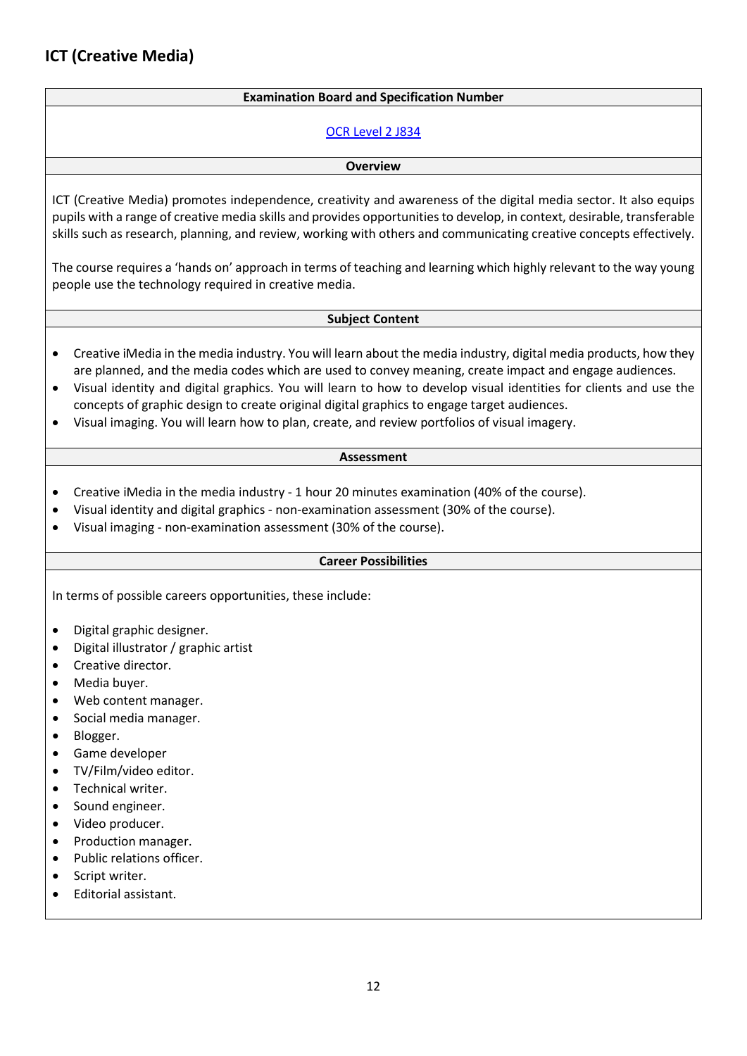## ICT (Creative Media)

**Examination Board and Specification Number**

[OCR Level 2 J834]

**Overview**

ICT (Creative Media) promotes independence, creativity and awareness of the digital media sector. It also equips pupils with a range of creative media skills and provides opportunities to develop, in context, desirable, transferable skills such as research, planning, and review, working with others and communicating creative concepts effectively.

The course requires a 'hands on' approach in terms of teaching and learning which highly relevant to the way young people use the technology required in creative media.

**Subject Content**

- Creative iMedia in the media industry. You will learn about the media industry, digital media products, how they are planned, and the media codes which are used to convey meaning, create impact and engage audiences.
- Visual identity and digital graphics. You will learn to how to develop visual identities for clients and use the concepts of graphic design to create original digital graphics to engage target audiences.
- Visual imaging. You will learn how to plan, create, and review portfolios of visual imagery.

**Assessment**

- Creative iMedia in the media industry - 1 hour 20 minutes examination (40% of the course).
- Visual identity and digital graphics - non-examination assessment (30% of the course).
- Visual imaging - non-examination assessment (30% of the course).

**Career Possibilities**

In terms of possible careers opportunities, these include:

- Digital graphic designer.
- Digital illustrator / graphic artist
- Creative director.
- Media buyer.
- Web content manager.
- Social media manager.
- Blogger.
- Game developer
- TV/Film/video editor.
- Technical writer.
- Sound engineer.
- Video producer.
- Production manager.
- Public relations officer.
- Script writer.
- Editorial assistant.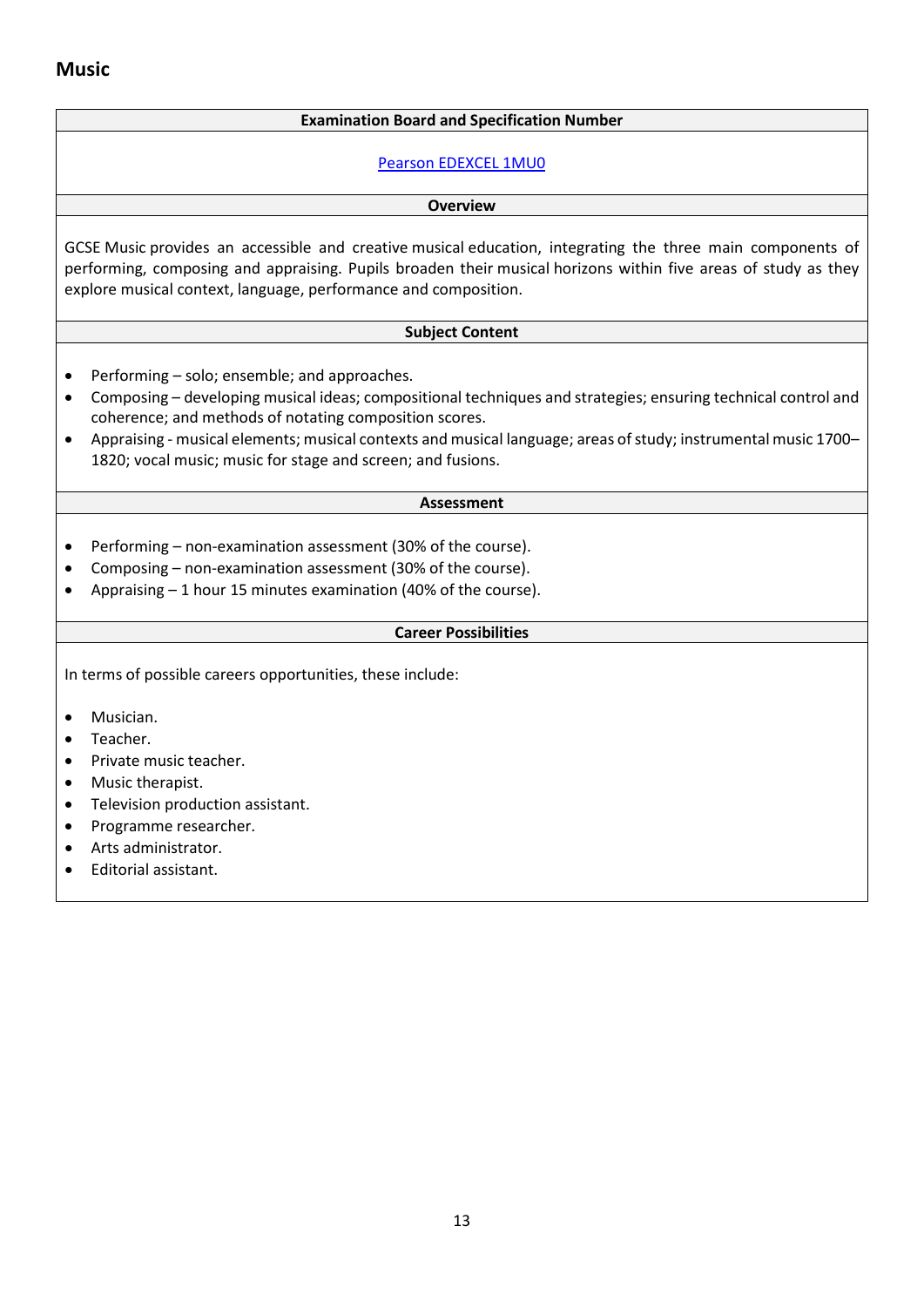## Music

**Examination Board and Specification Number**

[Pearson EDEXCEL 1MU0]

**Overview**

GCSE Music provides an accessible and creative musical education, integrating the three main components of performing, composing and appraising. Pupils broaden their musical horizons within five areas of study as they explore musical context, language, performance and composition.

**Subject Content**

- Performing – solo; ensemble; and approaches.
- Composing – developing musical ideas; compositional techniques and strategies; ensuring technical control and coherence; and methods of notating composition scores.
- Appraising - musical elements; musical contexts and musical language; areas of study; instrumental music 1700–1820; vocal music; music for stage and screen; and fusions.

**Assessment**

- Performing – non-examination assessment (30% of the course).
- Composing – non-examination assessment (30% of the course).
- Appraising – 1 hour 15 minutes examination (40% of the course).

**Career Possibilities**

In terms of possible careers opportunities, these include:

- Musician.
- Teacher.
- Private music teacher.
- Music therapist.
- Television production assistant.
- Programme researcher.
- Arts administrator.
- Editorial assistant.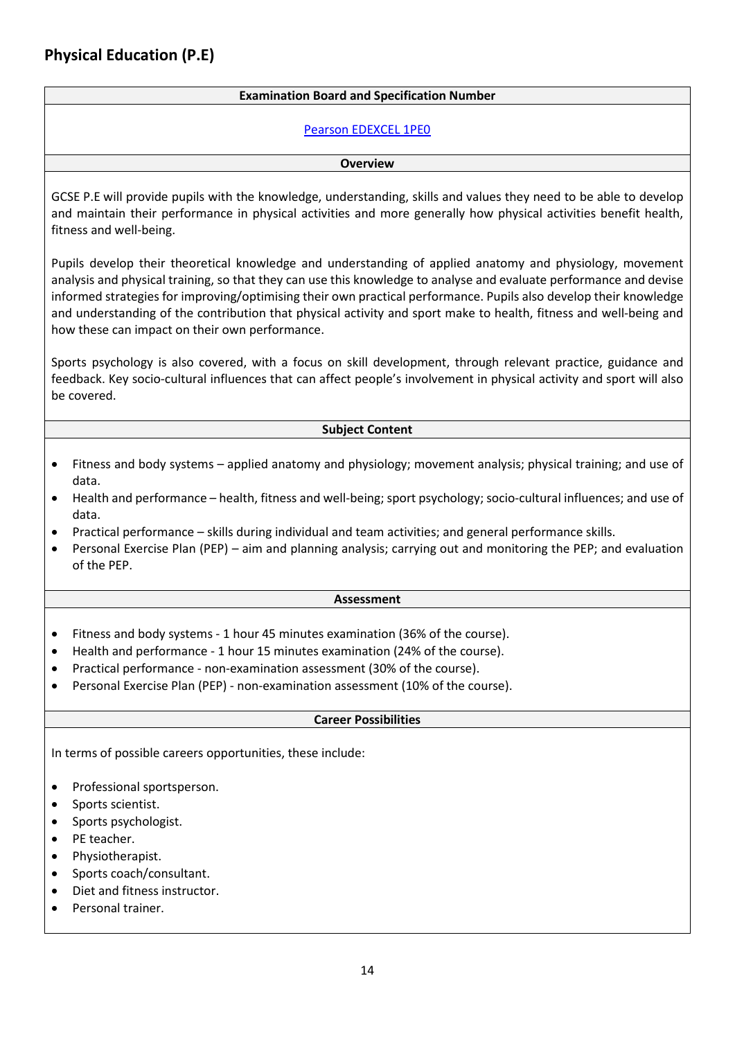## Physical Education (P.E)

### Examination Board and Specification Number

[Pearson EDEXCEL 1PE0]

### Overview

GCSE P.E will provide pupils with the knowledge, understanding, skills and values they need to be able to develop and maintain their performance in physical activities and more generally how physical activities benefit health, fitness and well-being.

Pupils develop their theoretical knowledge and understanding of applied anatomy and physiology, movement analysis and physical training, so that they can use this knowledge to analyse and evaluate performance and devise informed strategies for improving/optimising their own practical performance. Pupils also develop their knowledge and understanding of the contribution that physical activity and sport make to health, fitness and well-being and how these can impact on their own performance.

Sports psychology is also covered, with a focus on skill development, through relevant practice, guidance and feedback. Key socio-cultural influences that can affect people's involvement in physical activity and sport will also be covered.

### Subject Content

- Fitness and body systems – applied anatomy and physiology; movement analysis; physical training; and use of data.
- Health and performance – health, fitness and well-being; sport psychology; socio-cultural influences; and use of data.
- Practical performance – skills during individual and team activities; and general performance skills.
- Personal Exercise Plan (PEP) – aim and planning analysis; carrying out and monitoring the PEP; and evaluation of the PEP.

### Assessment

- Fitness and body systems - 1 hour 45 minutes examination (36% of the course).
- Health and performance - 1 hour 15 minutes examination (24% of the course).
- Practical performance - non-examination assessment (30% of the course).
- Personal Exercise Plan (PEP) - non-examination assessment (10% of the course).

### Career Possibilities

In terms of possible careers opportunities, these include:

- Professional sportsperson.
- Sports scientist.
- Sports psychologist.
- PE teacher.
- Physiotherapist.
- Sports coach/consultant.
- Diet and fitness instructor.
- Personal trainer.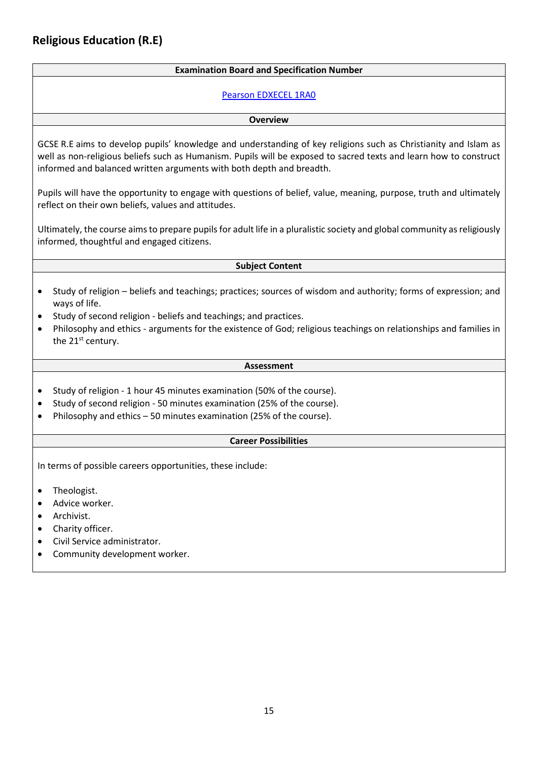## Religious Education (R.E)

**Examination Board and Specification Number**

[Pearson EDXECEL 1RA0]

**Overview**

GCSE R.E aims to develop pupils' knowledge and understanding of key religions such as Christianity and Islam as well as non-religious beliefs such as Humanism. Pupils will be exposed to sacred texts and learn how to construct informed and balanced written arguments with both depth and breadth.

Pupils will have the opportunity to engage with questions of belief, value, meaning, purpose, truth and ultimately reflect on their own beliefs, values and attitudes.

Ultimately, the course aims to prepare pupils for adult life in a pluralistic society and global community as religiously informed, thoughtful and engaged citizens.

**Subject Content**

- Study of religion – beliefs and teachings; practices; sources of wisdom and authority; forms of expression; and ways of life.
- Study of second religion - beliefs and teachings; and practices.
- Philosophy and ethics - arguments for the existence of God; religious teachings on relationships and families in the 21st century.

**Assessment**

- Study of religion - 1 hour 45 minutes examination (50% of the course).
- Study of second religion - 50 minutes examination (25% of the course).
- Philosophy and ethics – 50 minutes examination (25% of the course).

**Career Possibilities**

In terms of possible careers opportunities, these include:

- Theologist.
- Advice worker.
- Archivist.
- Charity officer.
- Civil Service administrator.
- Community development worker.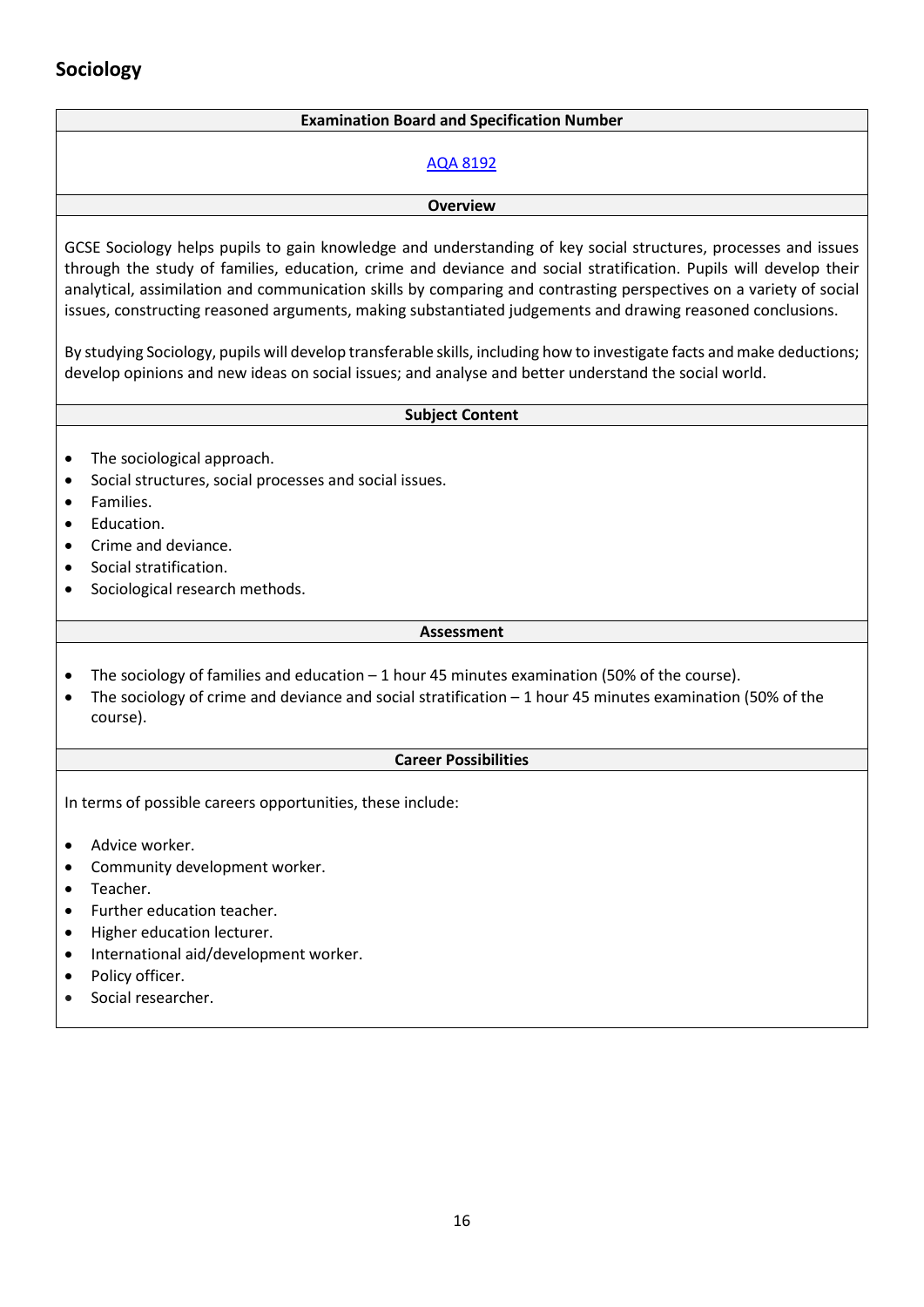## Sociology

**Examination Board and Specification Number**

[AQA 8192]

**Overview**

GCSE Sociology helps pupils to gain knowledge and understanding of key social structures, processes and issues through the study of families, education, crime and deviance and social stratification. Pupils will develop their analytical, assimilation and communication skills by comparing and contrasting perspectives on a variety of social issues, constructing reasoned arguments, making substantiated judgements and drawing reasoned conclusions.

By studying Sociology, pupils will develop transferable skills, including how to investigate facts and make deductions; develop opinions and new ideas on social issues; and analyse and better understand the social world.

**Subject Content**

- The sociological approach.
- Social structures, social processes and social issues.
- Families.
- Education.
- Crime and deviance.
- Social stratification.
- Sociological research methods.

**Assessment**

- The sociology of families and education – 1 hour 45 minutes examination (50% of the course).
- The sociology of crime and deviance and social stratification – 1 hour 45 minutes examination (50% of the course).

**Career Possibilities**

In terms of possible careers opportunities, these include:

- Advice worker.
- Community development worker.
- Teacher.
- Further education teacher.
- Higher education lecturer.
- International aid/development worker.
- Policy officer.
- Social researcher.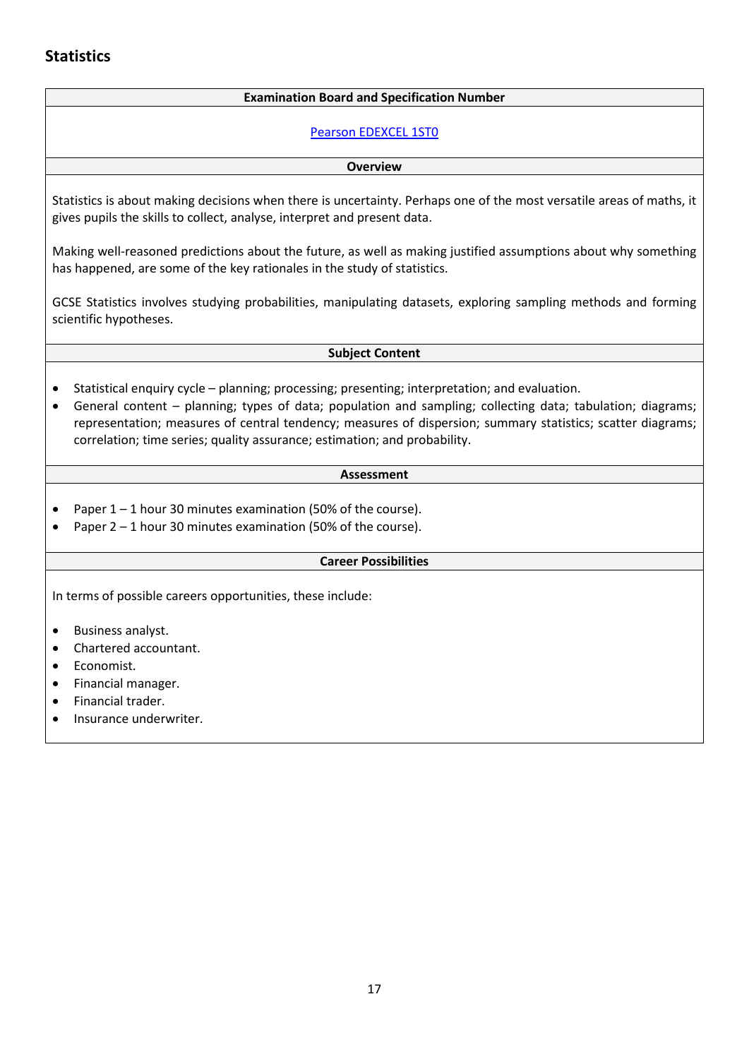## Statistics

**Examination Board and Specification Number**

[Pearson EDEXCEL 1ST0]

**Overview**

Statistics is about making decisions when there is uncertainty. Perhaps one of the most versatile areas of maths, it gives pupils the skills to collect, analyse, interpret and present data.

Making well-reasoned predictions about the future, as well as making justified assumptions about why something has happened, are some of the key rationales in the study of statistics.

GCSE Statistics involves studying probabilities, manipulating datasets, exploring sampling methods and forming scientific hypotheses.

**Subject Content**

- Statistical enquiry cycle – planning; processing; presenting; interpretation; and evaluation.
- General content – planning; types of data; population and sampling; collecting data; tabulation; diagrams; representation; measures of central tendency; measures of dispersion; summary statistics; scatter diagrams; correlation; time series; quality assurance; estimation; and probability.

**Assessment**

- Paper 1 – 1 hour 30 minutes examination (50% of the course).
- Paper 2 – 1 hour 30 minutes examination (50% of the course).

**Career Possibilities**

In terms of possible careers opportunities, these include:

- Business analyst.
- Chartered accountant.
- Economist.
- Financial manager.
- Financial trader.
- Insurance underwriter.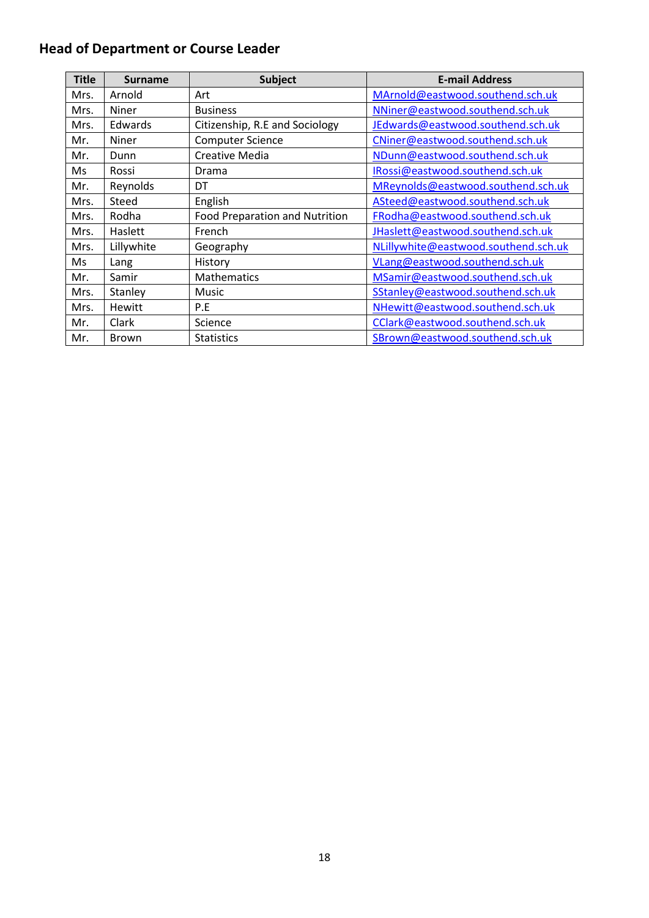## Head of Department or Course Leader

| Title | Surname | Subject | E-mail Address |
|---|---|---|---|
| Mrs. | Arnold | Art | MArnold@eastwood.southend.sch.uk |
| Mrs. | Niner | Business | NNiner@eastwood.southend.sch.uk |
| Mrs. | Edwards | Citizenship, R.E and Sociology | JEdwards@eastwood.southend.sch.uk |
| Mr. | Niner | Computer Science | CNiner@eastwood.southend.sch.uk |
| Mr. | Dunn | Creative Media | NDunn@eastwood.southend.sch.uk |
| Ms | Rossi | Drama | IRossi@eastwood.southend.sch.uk |
| Mr. | Reynolds | DT | MReynolds@eastwood.southend.sch.uk |
| Mrs. | Steed | English | ASteed@eastwood.southend.sch.uk |
| Mrs. | Rodha | Food Preparation and Nutrition | FRodha@eastwood.southend.sch.uk |
| Mrs. | Haslett | French | JHaslett@eastwood.southend.sch.uk |
| Mrs. | Lillywhite | Geography | NLillywhite@eastwood.southend.sch.uk |
| Ms | Lang | History | VLang@eastwood.southend.sch.uk |
| Mr. | Samir | Mathematics | MSamir@eastwood.southend.sch.uk |
| Mrs. | Stanley | Music | SStanley@eastwood.southend.sch.uk |
| Mrs. | Hewitt | P.E | NHewitt@eastwood.southend.sch.uk |
| Mr. | Clark | Science | CClark@eastwood.southend.sch.uk |
| Mr. | Brown | Statistics | SBrown@eastwood.southend.sch.uk |